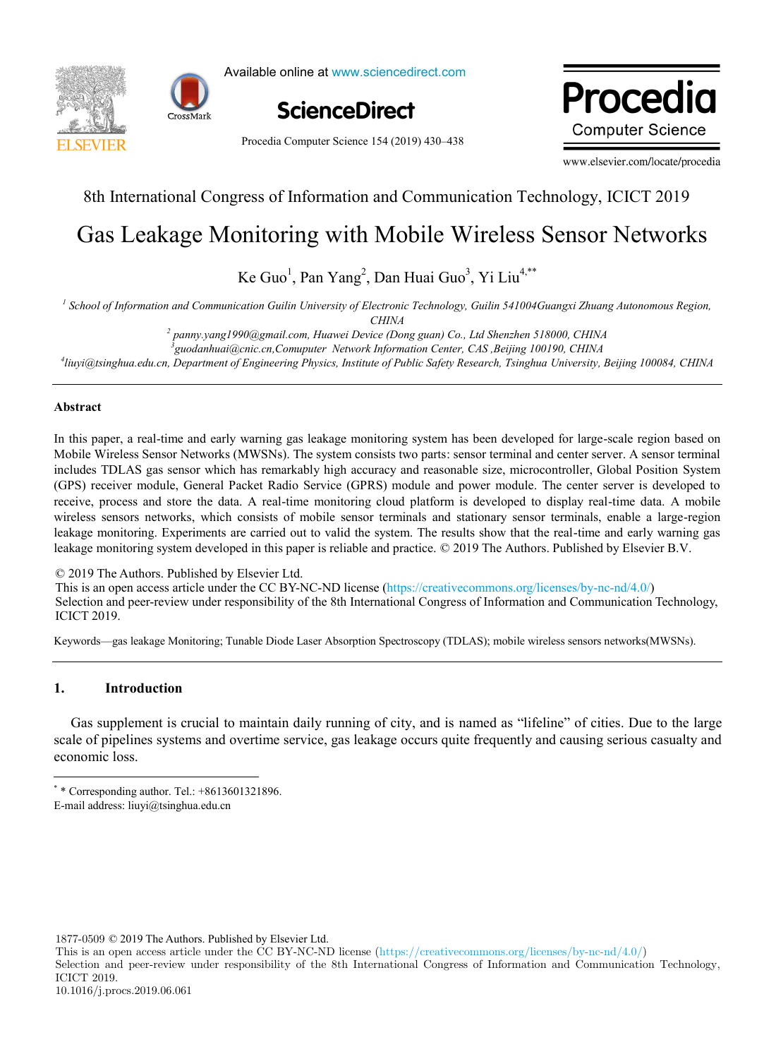8th International Congress of Information and Communication Technology, ICICT 2019

# Gas Leakage Monitoring with Mobile Wireless Sensor Networks

Ke Guo[1], Pan Yang[2], Dan Huai Guo[3], Yi Liu[4,**]

[1] *School of Information and Communication Guilin University of Electronic Technology, Guilin 541004Guangxi Zhuang Autonomous Region, CHINA*

[2] *panny.yang1990@gmail.com, Huawei Device (Dong guan) Co., Ltd Shenzhen 518000, CHINA*

[3] *guodanhuai@cnic.cn,Comuputer Network Information Center, CAS ,Beijing 100190, CHINA*

[4] *liuyi@tsinghua.edu.cn, Department of Engineering Physics, Institute of Public Safety Research, Tsinghua University, Beijing 100084, CHINA*

---

**Abstract**

In this paper, a real-time and early warning gas leakage monitoring system has been developed for large-scale region based on Mobile Wireless Sensor Networks (MWSNs). The system consists two parts: sensor terminal and center server. A sensor terminal includes TDLAS gas sensor which has remarkably high accuracy and reasonable size, microcontroller, Global Position System (GPS) receiver module, General Packet Radio Service (GPRS) module and power module. The center server is developed to receive, process and store the data. A real-time monitoring cloud platform is developed to display real-time data. A mobile wireless sensors networks, which consists of mobile sensor terminals and stationary sensor terminals, enable a large-region leakage monitoring. Experiments are carried out to valid the system. The results show that the real-time and early warning gas leakage monitoring system developed in this paper is reliable and practice. © 2019 The Authors. Published by Elsevier B.V.

© 2019 The Authors. Published by Elsevier Ltd.
This is an open access article under the CC BY-NC-ND license (https://creativecommons.org/licenses/by-nc-nd/4.0/)
Selection and peer-review under responsibility of the 8th International Congress of Information and Communication Technology, ICICT 2019.

Keywords—gas leakage Monitoring; Tunable Diode Laser Absorption Spectroscopy (TDLAS); mobile wireless sensors networks(MWSNs).

---

## 1. Introduction

Gas supplement is crucial to maintain daily running of city, and is named as "lifeline" of cities. Due to the large scale of pipelines systems and overtime service, gas leakage occurs quite frequently and causing serious casualty and economic loss.

---

[*] * Corresponding author. Tel.: +8613601321896.
E-mail address: liuyi@tsinghua.edu.cn

1877-0509 © 2019 The Authors. Published by Elsevier Ltd.
This is an open access article under the CC BY-NC-ND license (https://creativecommons.org/licenses/by-nc-nd/4.0/)
Selection and peer-review under responsibility of the 8th International Congress of Information and Communication Technology, ICICT 2019.
10.1016/j.procs.2019.06.061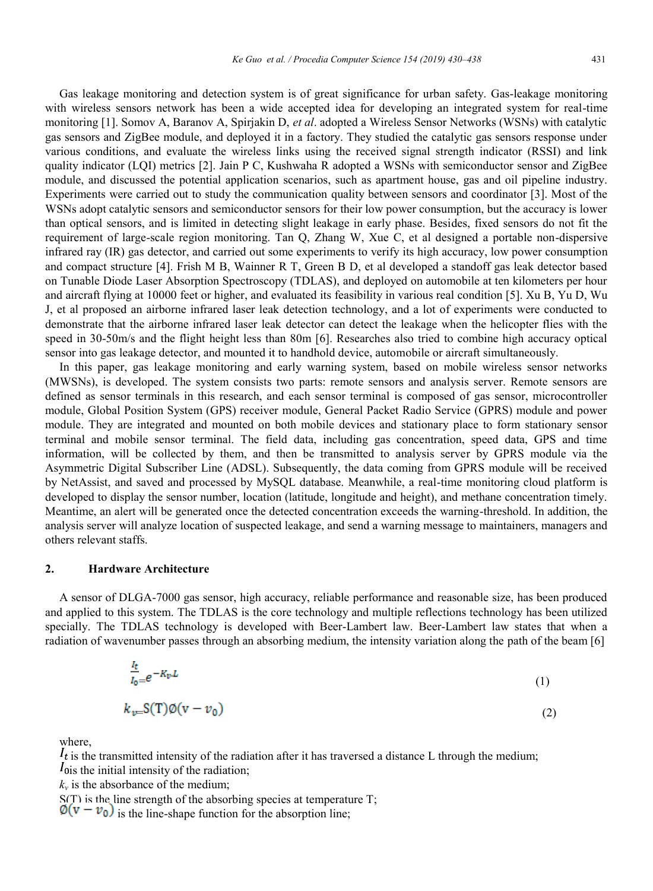Gas leakage monitoring and detection system is of great significance for urban safety. Gas-leakage monitoring with wireless sensors network has been a wide accepted idea for developing an integrated system for real-time monitoring [1]. Somov A, Baranov A, Spirjakin D, *et al*. adopted a Wireless Sensor Networks (WSNs) with catalytic gas sensors and ZigBee module, and deployed it in a factory. They studied the catalytic gas sensors response under various conditions, and evaluate the wireless links using the received signal strength indicator (RSSI) and link quality indicator (LQI) metrics [2]. Jain P C, Kushwaha R adopted a WSNs with semiconductor sensor and ZigBee module, and discussed the potential application scenarios, such as apartment house, gas and oil pipeline industry. Experiments were carried out to study the communication quality between sensors and coordinator [3]. Most of the WSNs adopt catalytic sensors and semiconductor sensors for their low power consumption, but the accuracy is lower than optical sensors, and is limited in detecting slight leakage in early phase. Besides, fixed sensors do not fit the requirement of large-scale region monitoring. Tan Q, Zhang W, Xue C, et al designed a portable non-dispersive infrared ray (IR) gas detector, and carried out some experiments to verify its high accuracy, low power consumption and compact structure [4]. Frish M B, Wainner R T, Green B D, et al developed a standoff gas leak detector based on Tunable Diode Laser Absorption Spectroscopy (TDLAS), and deployed on automobile at ten kilometers per hour and aircraft flying at 10000 feet or higher, and evaluated its feasibility in various real condition [5]. Xu B, Yu D, Wu J, et al proposed an airborne infrared laser leak detection technology, and a lot of experiments were conducted to demonstrate that the airborne infrared laser leak detector can detect the leakage when the helicopter flies with the speed in 30-50m/s and the flight height less than 80m [6]. Researches also tried to combine high accuracy optical sensor into gas leakage detector, and mounted it to handhold device, automobile or aircraft simultaneously.

In this paper, gas leakage monitoring and early warning system, based on mobile wireless sensor networks (MWSNs), is developed. The system consists two parts: remote sensors and analysis server. Remote sensors are defined as sensor terminals in this research, and each sensor terminal is composed of gas sensor, microcontroller module, Global Position System (GPS) receiver module, General Packet Radio Service (GPRS) module and power module. They are integrated and mounted on both mobile devices and stationary place to form stationary sensor terminal and mobile sensor terminal. The field data, including gas concentration, speed data, GPS and time information, will be collected by them, and then be transmitted to analysis server by GPRS module via the Asymmetric Digital Subscriber Line (ADSL). Subsequently, the data coming from GPRS module will be received by NetAssist, and saved and processed by MySQL database. Meanwhile, a real-time monitoring cloud platform is developed to display the sensor number, location (latitude, longitude and height), and methane concentration timely. Meantime, an alert will be generated once the detected concentration exceeds the warning-threshold. In addition, the analysis server will analyze location of suspected leakage, and send a warning message to maintainers, managers and others relevant staffs.

## 2. Hardware Architecture

A sensor of DLGA-7000 gas sensor, high accuracy, reliable performance and reasonable size, has been produced and applied to this system. The TDLAS is the core technology and multiple reflections technology has been utilized specially. The TDLAS technology is developed with Beer-Lambert law. Beer-Lambert law states that when a radiation of wavenumber passes through an absorbing medium, the intensity variation along the path of the beam [6]

$$\frac{I_t}{I_0} = e^{-K_v L} \tag{1}$$

$$k_v = S(T)\emptyset(v - v_0) \tag{2}$$

where,

$I_t$ is the transmitted intensity of the radiation after it has traversed a distance L through the medium;

$I_0$ is the initial intensity of the radiation;

$k_v$ is the absorbance of the medium;

S(T) is the line strength of the absorbing species at temperature T;

$\emptyset(v - v_0)$ is the line-shape function for the absorption line;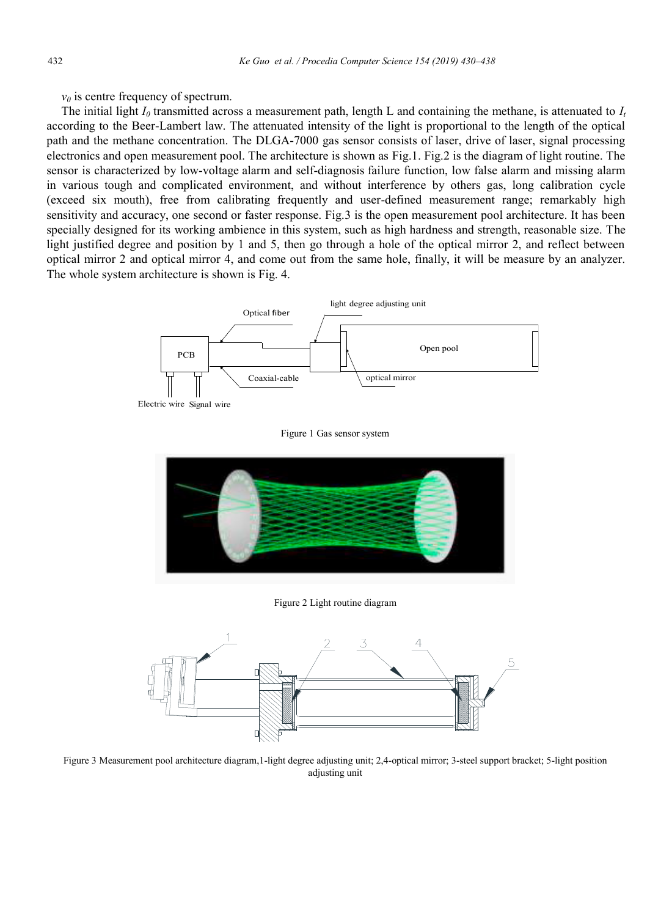$v_0$ is centre frequency of spectrum.

The initial light $I_0$ transmitted across a measurement path, length L and containing the methane, is attenuated to $I_t$ according to the Beer-Lambert law. The attenuated intensity of the light is proportional to the length of the optical path and the methane concentration. The DLGA-7000 gas sensor consists of laser, drive of laser, signal processing electronics and open measurement pool. The architecture is shown as Fig.1. Fig.2 is the diagram of light routine. The sensor is characterized by low-voltage alarm and self-diagnosis failure function, low false alarm and missing alarm in various tough and complicated environment, and without interference by others gas, long calibration cycle (exceed six mouth), free from calibrating frequently and user-defined measurement range; remarkably high sensitivity and accuracy, one second or faster response. Fig.3 is the open measurement pool architecture. It has been specially designed for its working ambience in this system, such as high hardness and strength, reasonable size. The light justified degree and position by 1 and 5, then go through a hole of the optical mirror 2, and reflect between optical mirror 2 and optical mirror 4, and come out from the same hole, finally, it will be measure by an analyzer. The whole system architecture is shown is Fig. 4.

Figure 1 Gas sensor system

Figure 2 Light routine diagram

Figure 3 Measurement pool architecture diagram,1-light degree adjusting unit; 2,4-optical mirror; 3-steel support bracket; 5-light position adjusting unit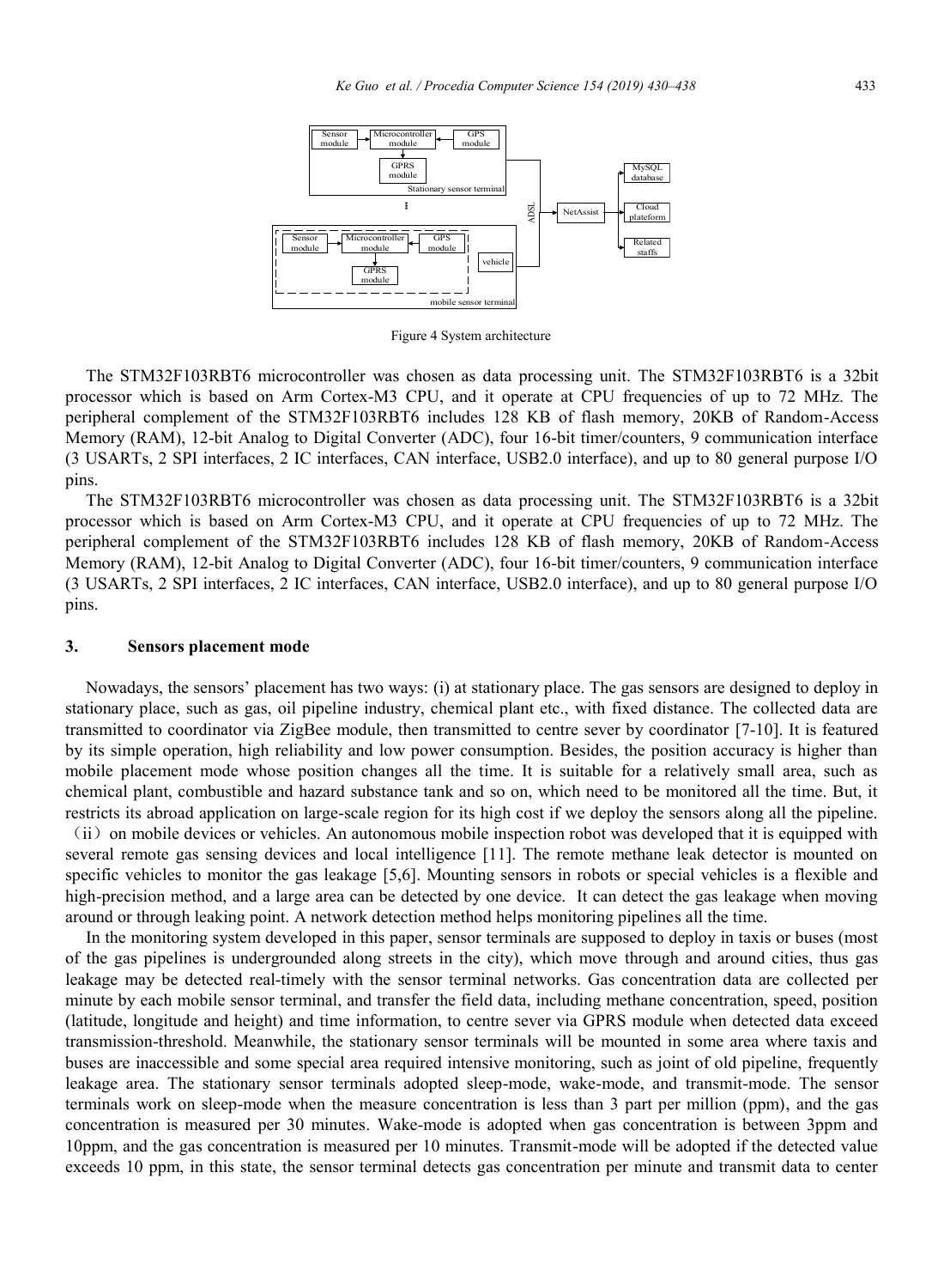Figure 4 System architecture

The STM32F103RBT6 microcontroller was chosen as data processing unit. The STM32F103RBT6 is a 32bit processor which is based on Arm Cortex-M3 CPU, and it operate at CPU frequencies of up to 72 MHz. The peripheral complement of the STM32F103RBT6 includes 128 KB of flash memory, 20KB of Random-Access Memory (RAM), 12-bit Analog to Digital Converter (ADC), four 16-bit timer/counters, 9 communication interface (3 USARTs, 2 SPI interfaces, 2 IC interfaces, CAN interface, USB2.0 interface), and up to 80 general purpose I/O pins.

The STM32F103RBT6 microcontroller was chosen as data processing unit. The STM32F103RBT6 is a 32bit processor which is based on Arm Cortex-M3 CPU, and it operate at CPU frequencies of up to 72 MHz. The peripheral complement of the STM32F103RBT6 includes 128 KB of flash memory, 20KB of Random-Access Memory (RAM), 12-bit Analog to Digital Converter (ADC), four 16-bit timer/counters, 9 communication interface (3 USARTs, 2 SPI interfaces, 2 IC interfaces, CAN interface, USB2.0 interface), and up to 80 general purpose I/O pins.

## 3. Sensors placement mode

Nowadays, the sensors' placement has two ways: (i) at stationary place. The gas sensors are designed to deploy in stationary place, such as gas, oil pipeline industry, chemical plant etc., with fixed distance. The collected data are transmitted to coordinator via ZigBee module, then transmitted to centre sever by coordinator [7-10]. It is featured by its simple operation, high reliability and low power consumption. Besides, the position accuracy is higher than mobile placement mode whose position changes all the time. It is suitable for a relatively small area, such as chemical plant, combustible and hazard substance tank and so on, which need to be monitored all the time. But, it restricts its abroad application on large-scale region for its high cost if we deploy the sensors along all the pipeline. （ii）on mobile devices or vehicles. An autonomous mobile inspection robot was developed that it is equipped with several remote gas sensing devices and local intelligence [11]. The remote methane leak detector is mounted on specific vehicles to monitor the gas leakage [5,6]. Mounting sensors in robots or special vehicles is a flexible and high-precision method, and a large area can be detected by one device. It can detect the gas leakage when moving around or through leaking point. A network detection method helps monitoring pipelines all the time.

In the monitoring system developed in this paper, sensor terminals are supposed to deploy in taxis or buses (most of the gas pipelines is undergrounded along streets in the city), which move through and around cities, thus gas leakage may be detected real-timely with the sensor terminal networks. Gas concentration data are collected per minute by each mobile sensor terminal, and transfer the field data, including methane concentration, speed, position (latitude, longitude and height) and time information, to centre sever via GPRS module when detected data exceed transmission-threshold. Meanwhile, the stationary sensor terminals will be mounted in some area where taxis and buses are inaccessible and some special area required intensive monitoring, such as joint of old pipeline, frequently leakage area. The stationary sensor terminals adopted sleep-mode, wake-mode, and transmit-mode. The sensor terminals work on sleep-mode when the measure concentration is less than 3 part per million (ppm), and the gas concentration is measured per 30 minutes. Wake-mode is adopted when gas concentration is between 3ppm and 10ppm, and the gas concentration is measured per 10 minutes. Transmit-mode will be adopted if the detected value exceeds 10 ppm, in this state, the sensor terminal detects gas concentration per minute and transmit data to center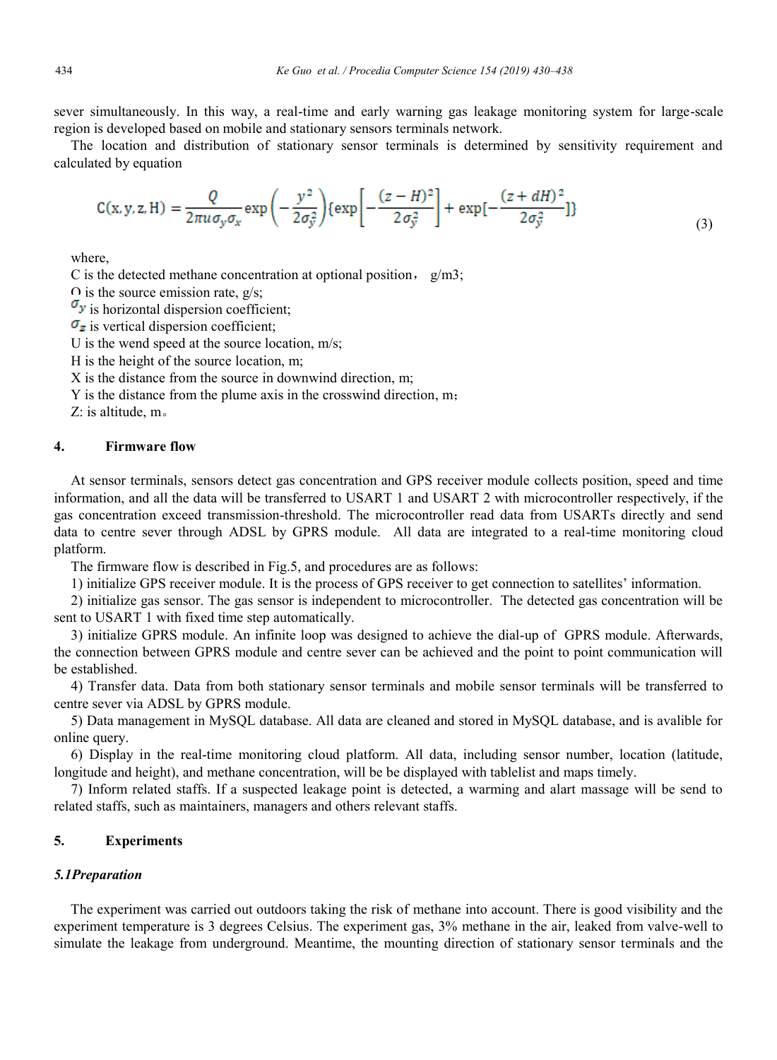sever simultaneously. In this way, a real-time and early warning gas leakage monitoring system for large-scale region is developed based on mobile and stationary sensors terminals network.

The location and distribution of stationary sensor terminals is determined by sensitivity requirement and calculated by equation

$$C(x,y,z,H) = \frac{Q}{2\pi u \sigma_y \sigma_x} \exp\left(-\frac{y^2}{2\sigma_y^2}\right)\{\exp\left[-\frac{(z-H)^2}{2\sigma_y^2}\right] + \exp[-\frac{(z+dH)^2}{2\sigma_y^2}]\} \tag{3}$$

where,

C is the detected methane concentration at optional position， g/m3;

Q is the source emission rate, g/s;

$\sigma_y$ is horizontal dispersion coefficient;

$\sigma_z$ is vertical dispersion coefficient;

U is the wend speed at the source location, m/s;

H is the height of the source location, m;

X is the distance from the source in downwind direction, m;

Y is the distance from the plume axis in the crosswind direction, m；

Z: is altitude, m。

## 4. Firmware flow

At sensor terminals, sensors detect gas concentration and GPS receiver module collects position, speed and time information, and all the data will be transferred to USART 1 and USART 2 with microcontroller respectively, if the gas concentration exceed transmission-threshold. The microcontroller read data from USARTs directly and send data to centre sever through ADSL by GPRS module. All data are integrated to a real-time monitoring cloud platform.

The firmware flow is described in Fig.5, and procedures are as follows:

1) initialize GPS receiver module. It is the process of GPS receiver to get connection to satellites' information.

2) initialize gas sensor. The gas sensor is independent to microcontroller. The detected gas concentration will be sent to USART 1 with fixed time step automatically.

3) initialize GPRS module. An infinite loop was designed to achieve the dial-up of GPRS module. Afterwards, the connection between GPRS module and centre sever can be achieved and the point to point communication will be established.

4) Transfer data. Data from both stationary sensor terminals and mobile sensor terminals will be transferred to centre sever via ADSL by GPRS module.

5) Data management in MySQL database. All data are cleaned and stored in MySQL database, and is avalible for online query.

6) Display in the real-time monitoring cloud platform. All data, including sensor number, location (latitude, longitude and height), and methane concentration, will be be displayed with tablelist and maps timely.

7) Inform related staffs. If a suspected leakage point is detected, a warming and alart massage will be send to related staffs, such as maintainers, managers and others relevant staffs.

## 5. Experiments

### *5.1Preparation*

The experiment was carried out outdoors taking the risk of methane into account. There is good visibility and the experiment temperature is 3 degrees Celsius. The experiment gas, 3% methane in the air, leaked from valve-well to simulate the leakage from underground. Meantime, the mounting direction of stationary sensor terminals and the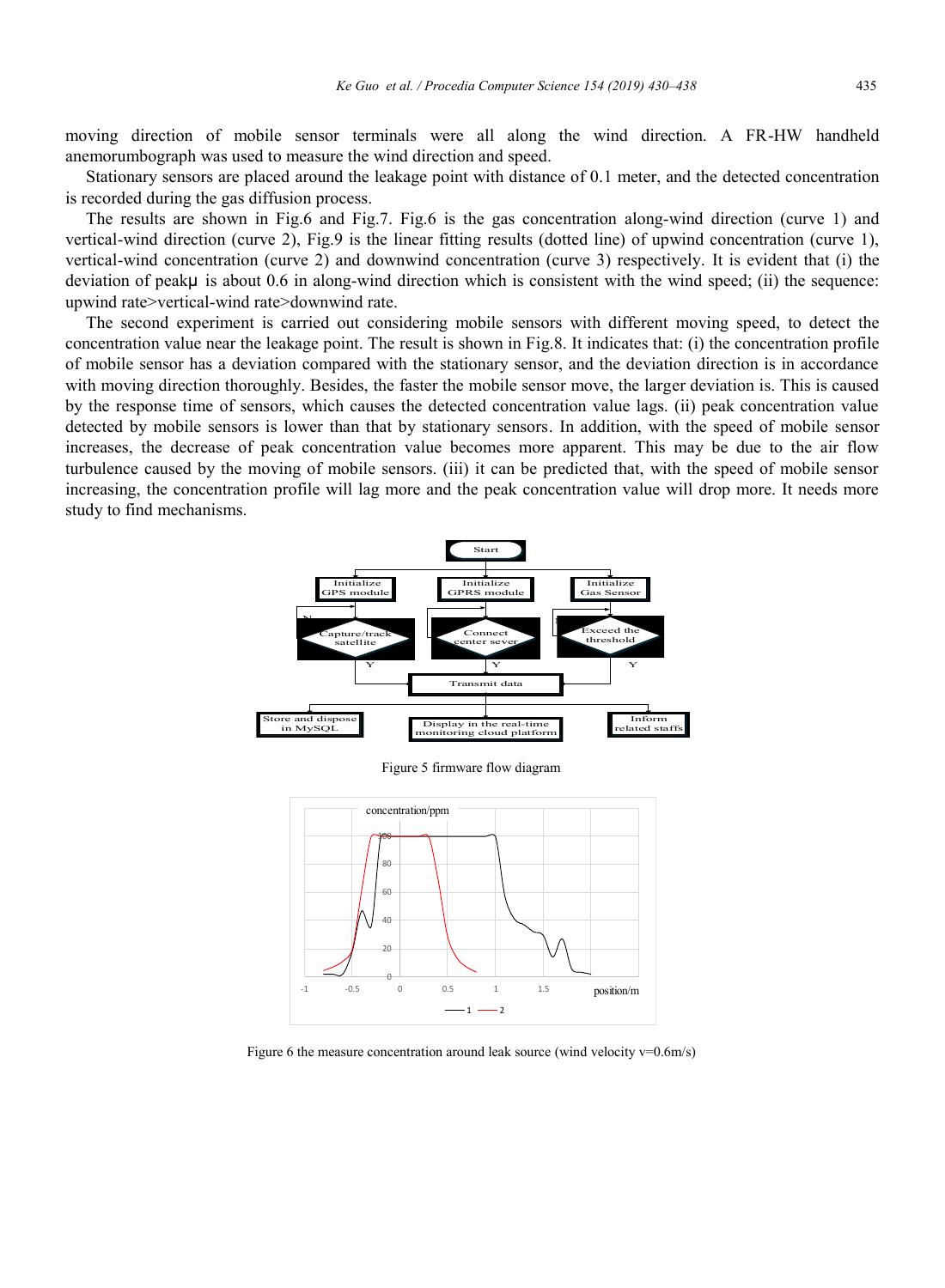moving direction of mobile sensor terminals were all along the wind direction. A FR-HW handheld anemorumbograph was used to measure the wind direction and speed.

Stationary sensors are placed around the leakage point with distance of 0.1 meter, and the detected concentration is recorded during the gas diffusion process.

The results are shown in Fig.6 and Fig.7. Fig.6 is the gas concentration along-wind direction (curve 1) and vertical-wind direction (curve 2), Fig.9 is the linear fitting results (dotted line) of upwind concentration (curve 1), vertical-wind concentration (curve 2) and downwind concentration (curve 3) respectively. It is evident that (i) the deviation of peakμ is about 0.6 in along-wind direction which is consistent with the wind speed; (ii) the sequence: upwind rate>vertical-wind rate>downwind rate.

The second experiment is carried out considering mobile sensors with different moving speed, to detect the concentration value near the leakage point. The result is shown in Fig.8. It indicates that: (i) the concentration profile of mobile sensor has a deviation compared with the stationary sensor, and the deviation direction is in accordance with moving direction thoroughly. Besides, the faster the mobile sensor move, the larger deviation is. This is caused by the response time of sensors, which causes the detected concentration value lags. (ii) peak concentration value detected by mobile sensors is lower than that by stationary sensors. In addition, with the speed of mobile sensor increases, the decrease of peak concentration value becomes more apparent. This may be due to the air flow turbulence caused by the moving of mobile sensors. (iii) it can be predicted that, with the speed of mobile sensor increasing, the concentration profile will lag more and the peak concentration value will drop more. It needs more study to find mechanisms.

Figure 5 firmware flow diagram

Figure 6 the measure concentration around leak source (wind velocity v=0.6m/s)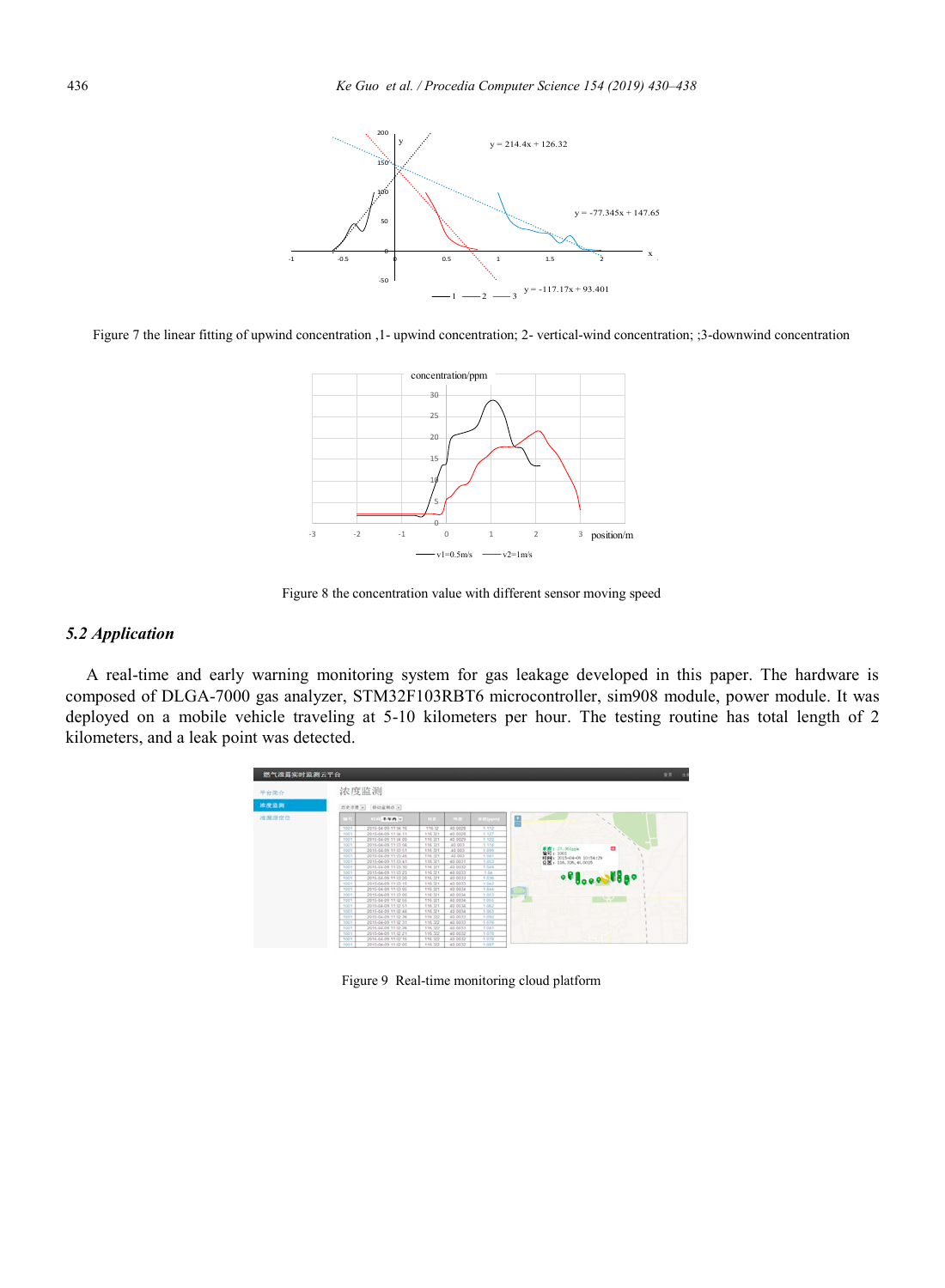Figure 7 the linear fitting of upwind concentration ,1- upwind concentration; 2- vertical-wind concentration; ;3-downwind concentration

Figure 8 the concentration value with different sensor moving speed

### *5.2 Application*

A real-time and early warning monitoring system for gas leakage developed in this paper. The hardware is composed of DLGA-7000 gas analyzer, STM32F103RBT6 microcontroller, sim908 module, power module. It was deployed on a mobile vehicle traveling at 5-10 kilometers per hour. The testing routine has total length of 2 kilometers, and a leak point was detected.

Figure 9 Real-time monitoring cloud platform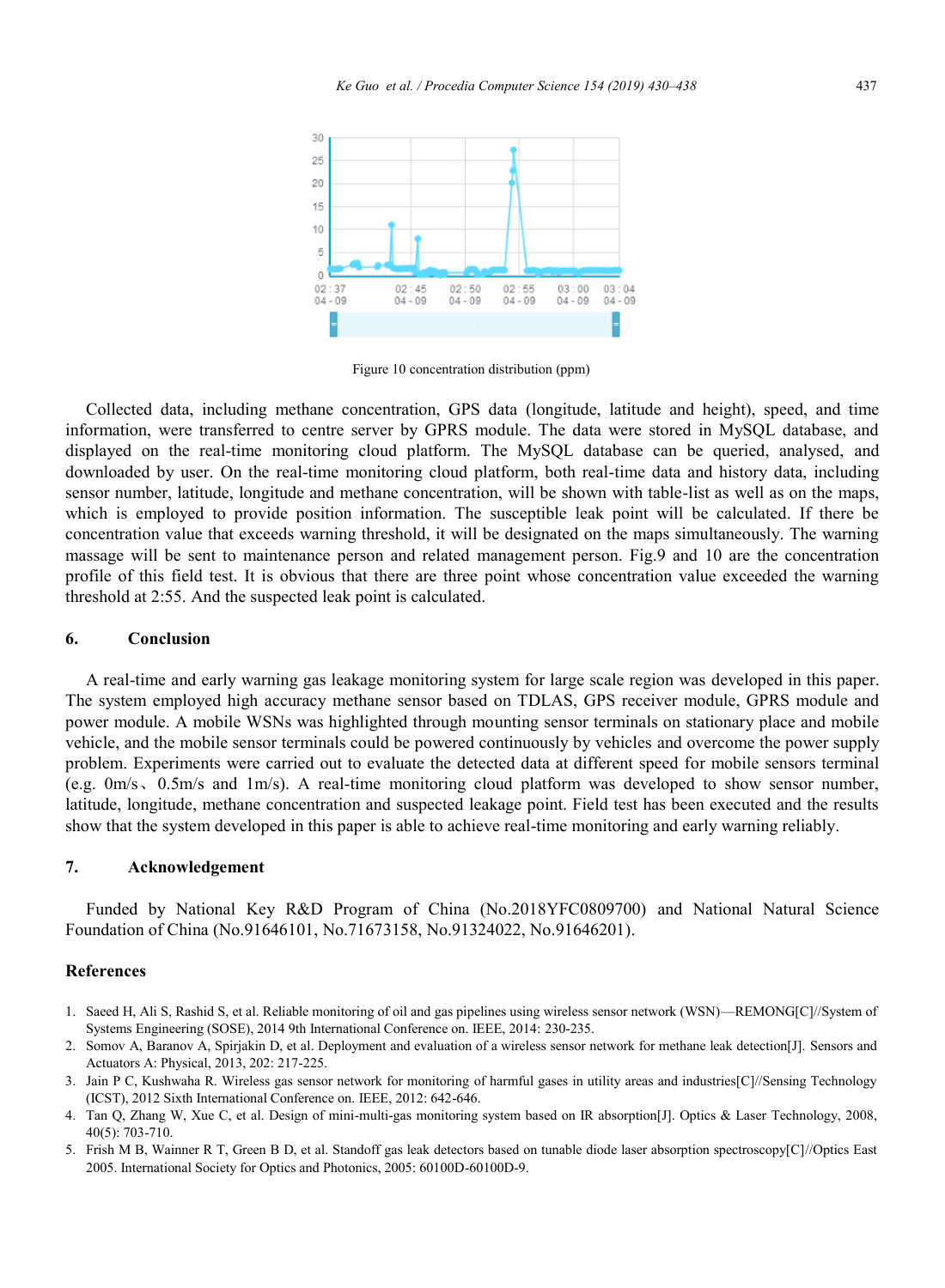Figure 10 concentration distribution (ppm)

Collected data, including methane concentration, GPS data (longitude, latitude and height), speed, and time information, were transferred to centre server by GPRS module. The data were stored in MySQL database, and displayed on the real-time monitoring cloud platform. The MySQL database can be queried, analysed, and downloaded by user. On the real-time monitoring cloud platform, both real-time data and history data, including sensor number, latitude, longitude and methane concentration, will be shown with table-list as well as on the maps, which is employed to provide position information. The susceptible leak point will be calculated. If there be concentration value that exceeds warning threshold, it will be designated on the maps simultaneously. The warning massage will be sent to maintenance person and related management person. Fig.9 and 10 are the concentration profile of this field test. It is obvious that there are three point whose concentration value exceeded the warning threshold at 2:55. And the suspected leak point is calculated.

## 6. Conclusion

A real-time and early warning gas leakage monitoring system for large scale region was developed in this paper. The system employed high accuracy methane sensor based on TDLAS, GPS receiver module, GPRS module and power module. A mobile WSNs was highlighted through mounting sensor terminals on stationary place and mobile vehicle, and the mobile sensor terminals could be powered continuously by vehicles and overcome the power supply problem. Experiments were carried out to evaluate the detected data at different speed for mobile sensors terminal (e.g. 0m/s、0.5m/s and 1m/s). A real-time monitoring cloud platform was developed to show sensor number, latitude, longitude, methane concentration and suspected leakage point. Field test has been executed and the results show that the system developed in this paper is able to achieve real-time monitoring and early warning reliably.

## 7. Acknowledgement

Funded by National Key R&D Program of China (No.2018YFC0809700) and National Natural Science Foundation of China (No.91646101, No.71673158, No.91324022, No.91646201).

## References

1. Saeed H, Ali S, Rashid S, et al. Reliable monitoring of oil and gas pipelines using wireless sensor network (WSN)—REMONG[C]//System of Systems Engineering (SOSE), 2014 9th International Conference on. IEEE, 2014: 230-235.
2. Somov A, Baranov A, Spirjakin D, et al. Deployment and evaluation of a wireless sensor network for methane leak detection[J]. Sensors and Actuators A: Physical, 2013, 202: 217-225.
3. Jain P C, Kushwaha R. Wireless gas sensor network for monitoring of harmful gases in utility areas and industries[C]//Sensing Technology (ICST), 2012 Sixth International Conference on. IEEE, 2012: 642-646.
4. Tan Q, Zhang W, Xue C, et al. Design of mini-multi-gas monitoring system based on IR absorption[J]. Optics & Laser Technology, 2008, 40(5): 703-710.
5. Frish M B, Wainner R T, Green B D, et al. Standoff gas leak detectors based on tunable diode laser absorption spectroscopy[C]//Optics East 2005. International Society for Optics and Photonics, 2005: 60100D-60100D-9.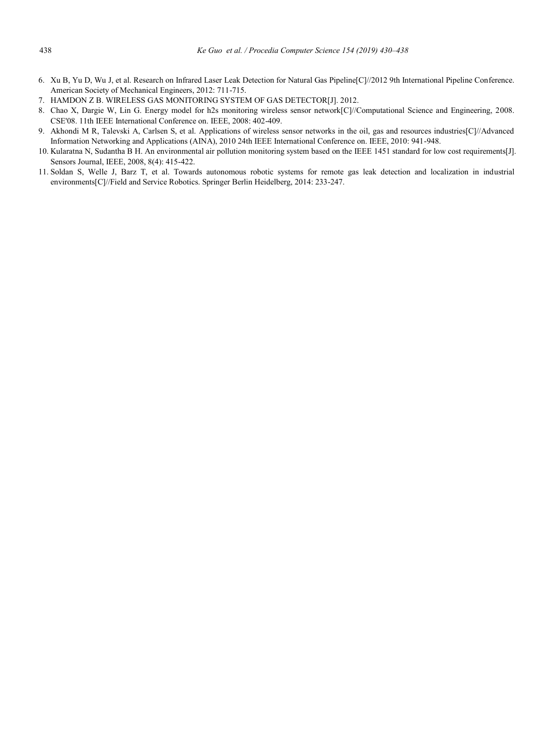6. Xu B, Yu D, Wu J, et al. Research on Infrared Laser Leak Detection for Natural Gas Pipeline[C]//2012 9th International Pipeline Conference. American Society of Mechanical Engineers, 2012: 711-715.
7. HAMDON Z B. WIRELESS GAS MONITORING SYSTEM OF GAS DETECTOR[J]. 2012.
8. Chao X, Dargie W, Lin G. Energy model for h2s monitoring wireless sensor network[C]//Computational Science and Engineering, 2008. CSE'08. 11th IEEE International Conference on. IEEE, 2008: 402-409.
9. Akhondi M R, Talevski A, Carlsen S, et al. Applications of wireless sensor networks in the oil, gas and resources industries[C]//Advanced Information Networking and Applications (AINA), 2010 24th IEEE International Conference on. IEEE, 2010: 941-948.
10. Kularatna N, Sudantha B H. An environmental air pollution monitoring system based on the IEEE 1451 standard for low cost requirements[J]. Sensors Journal, IEEE, 2008, 8(4): 415-422.
11. Soldan S, Welle J, Barz T, et al. Towards autonomous robotic systems for remote gas leak detection and localization in industrial environments[C]//Field and Service Robotics. Springer Berlin Heidelberg, 2014: 233-247.